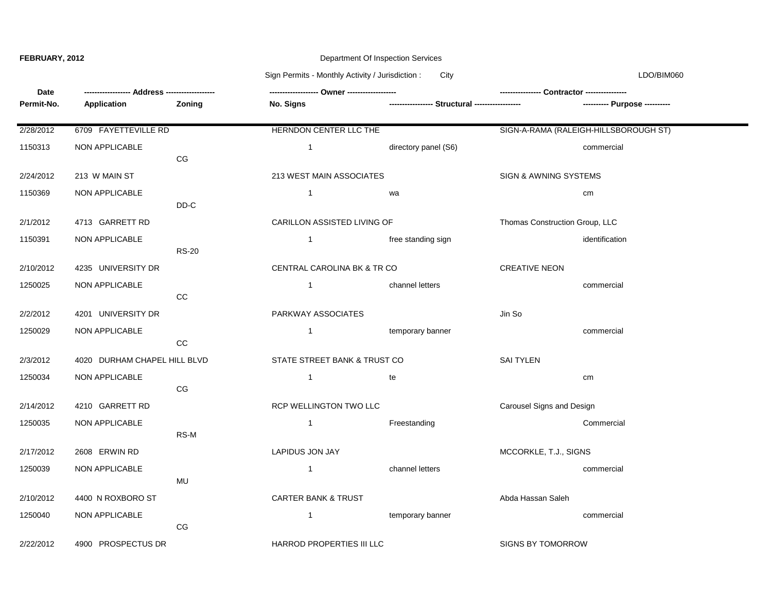**FEBRUARY, 2012**

Department Of Inspection Services

Sign Permits - Monthly Activity / Jurisdiction : City

LDO/BIM060

| Date / Permit-No. | Address / Application | Zoning | Owner / No. Signs | Structural | Contractor / Purpose |
| --- | --- | --- | --- | --- | --- |
| 2/28/2012 | 6709 FAYETTEVILLE RD | | HERNDON CENTER LLC THE | | SIGN-A-RAMA (RALEIGH-HILLSBOROUGH ST) |
| 1150313 | NON APPLICABLE | CG | 1 | directory panel (S6) | commercial |
| 2/24/2012 | 213 W MAIN ST | | 213 WEST MAIN ASSOCIATES | | SIGN & AWNING SYSTEMS |
| 1150369 | NON APPLICABLE | DD-C | 1 | wa | cm |
| 2/1/2012 | 4713 GARRETT RD | | CARILLON ASSISTED LIVING OF | | Thomas Construction Group, LLC |
| 1150391 | NON APPLICABLE | RS-20 | 1 | free standing sign | identification |
| 2/10/2012 | 4235 UNIVERSITY DR | | CENTRAL CAROLINA BK & TR CO | | CREATIVE NEON |
| 1250025 | NON APPLICABLE | CC | 1 | channel letters | commercial |
| 2/2/2012 | 4201 UNIVERSITY DR | | PARKWAY ASSOCIATES | | Jin So |
| 1250029 | NON APPLICABLE | CC | 1 | temporary banner | commercial |
| 2/3/2012 | 4020 DURHAM CHAPEL HILL BLVD | | STATE STREET BANK & TRUST CO | | SAI TYLEN |
| 1250034 | NON APPLICABLE | CG | 1 | te | cm |
| 2/14/2012 | 4210 GARRETT RD | | RCP WELLINGTON TWO LLC | | Carousel Signs and Design |
| 1250035 | NON APPLICABLE | RS-M | 1 | Freestanding | Commercial |
| 2/17/2012 | 2608 ERWIN RD | | LAPIDUS JON JAY | | MCCORKLE, T.J., SIGNS |
| 1250039 | NON APPLICABLE | MU | 1 | channel letters | commercial |
| 2/10/2012 | 4400 N ROXBORO ST | | CARTER BANK & TRUST | | Abda Hassan Saleh |
| 1250040 | NON APPLICABLE | CG | 1 | temporary banner | commercial |
| 2/22/2012 | 4900 PROSPECTUS DR | | HARROD PROPERTIES III LLC | | SIGNS BY TOMORROW |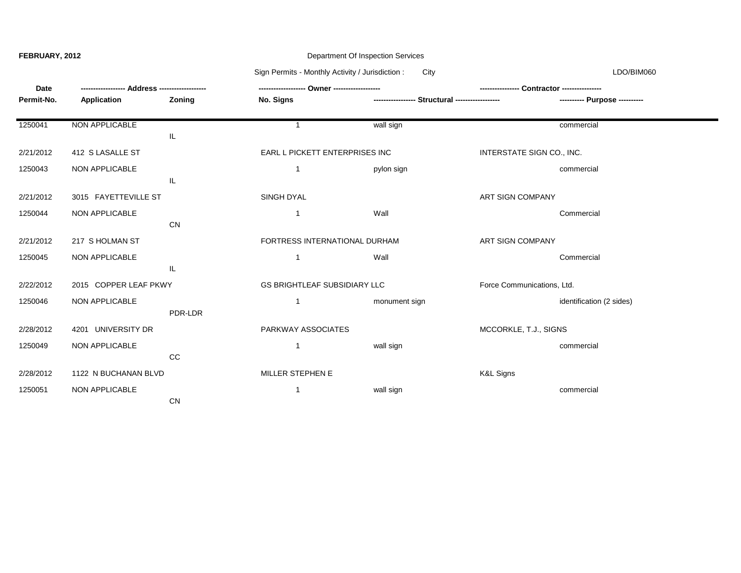| Date / Permit-No. | Address / Application | Zoning | Owner / No. Signs | Structural | Contractor / Purpose |
|---|---|---|---|---|---|
| 1250041 | NON APPLICABLE | IL | 1 | wall sign | commercial |
| 2/21/2012 | 412 S LASALLE ST | | EARL L PICKETT ENTERPRISES INC | | INTERSTATE SIGN CO., INC. |
| 1250043 | NON APPLICABLE | IL | 1 | pylon sign | commercial |
| 2/21/2012 | 3015 FAYETTEVILLE ST | | SINGH DYAL | | ART SIGN COMPANY |
| 1250044 | NON APPLICABLE | CN | 1 | Wall | Commercial |
| 2/21/2012 | 217 S HOLMAN ST | | FORTRESS INTERNATIONAL DURHAM | | ART SIGN COMPANY |
| 1250045 | NON APPLICABLE | IL | 1 | Wall | Commercial |
| 2/22/2012 | 2015 COPPER LEAF PKWY | | GS BRIGHTLEAF SUBSIDIARY LLC | | Force Communications, Ltd. |
| 1250046 | NON APPLICABLE | PDR-LDR | 1 | monument sign | identification (2 sides) |
| 2/28/2012 | 4201 UNIVERSITY DR | | PARKWAY ASSOCIATES | | MCCORKLE, T.J., SIGNS |
| 1250049 | NON APPLICABLE | CC | 1 | wall sign | commercial |
| 2/28/2012 | 1122 N BUCHANAN BLVD | | MILLER STEPHEN E | | K&L Signs |
| 1250051 | NON APPLICABLE | CN | 1 | wall sign | commercial |